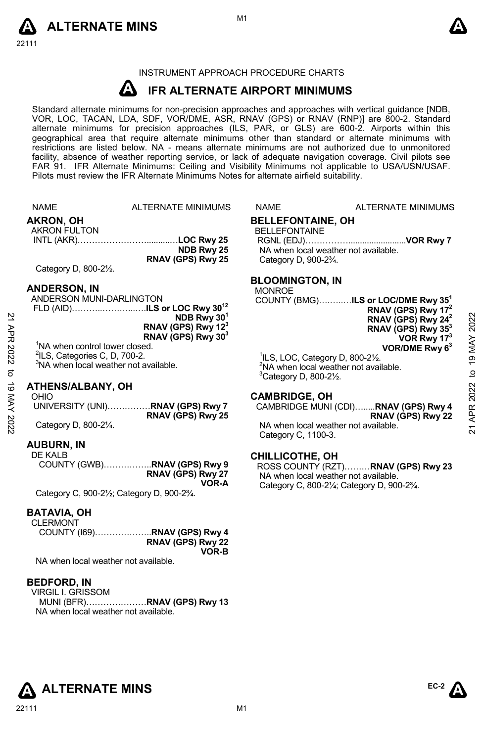INSTRUMENT APPROACH PROCEDURE CHARTS

# IFR ALTERNATE AIRPORT MINIMUMS

Standard alternate minimums for non-precision approaches and approaches with vertical guidance [NDB, VOR, LOC, TACAN, LDA, SDF, VOR/DME, ASR, RNAV (GPS) or RNAV (RNP)] are 800-2. Standard alternate minimums for precision approaches (ILS, PAR, or GLS) are 600-2. Airports within this geographical area that require alternate minimums other than standard or alternate minimums with restrictions are listed below. NA - means alternate minimums are not authorized due to unmonitored facility, absence of weather reporting service, or lack of adequate navigation coverage. Civil pilots see FAR 91. IFR Alternate Minimums: Ceiling and Visibility Minimums not applicable to USA/USN/USAF. Pilots must review the IFR Alternate Minimums Notes for alternate airfield suitability.

NAME — ALTERNATE MINIMUMS

## AKRON, OH

AKRON FULTON INTL (AKR)……………………..........**LOC Rwy 25**
**NDB Rwy 25**
**RNAV (GPS) Rwy 25**

Category D, 800-2½.

## ANDERSON, IN

ANDERSON MUNI-DARLINGTON FLD (AID)……….…………..….**ILS or LOC Rwy 30**[1,2]
**NDB Rwy 30**[1]
**RNAV (GPS) Rwy 12**[3]
**RNAV (GPS) Rwy 30**[3]

[1]NA when control tower closed.
[2]ILS, Categories C, D, 700-2.
[3]NA when local weather not available.

## ATHENS/ALBANY, OH

OHIO UNIVERSITY (UNI)……………**RNAV (GPS) Rwy 7**
**RNAV (GPS) Rwy 25**

Category D, 800-2¼.

## AUBURN, IN

DE KALB COUNTY (GWB)……………..**RNAV (GPS) Rwy 9**
**RNAV (GPS) Rwy 27**
**VOR-A**

Category C, 900-2½; Category D, 900-2¾.

## BATAVIA, OH

CLERMONT COUNTY (I69)………………..**RNAV (GPS) Rwy 4**
**RNAV (GPS) Rwy 22**
**VOR-B**

NA when local weather not available.

## BEDFORD, IN

VIRGIL I. GRISSOM MUNI (BFR)…………………**RNAV (GPS) Rwy 13**

NA when local weather not available.

## BELLEFONTAINE, OH

BELLEFONTAINE RGNL (EDJ)……………........................**VOR Rwy 7**

NA when local weather not available.
Category D, 900-2¾.

## BLOOMINGTON, IN

MONROE COUNTY (BMG)…….….**ILS or LOC/DME Rwy 35**[1]
**RNAV (GPS) Rwy 17**[2]
**RNAV (GPS) Rwy 24**[2]
**RNAV (GPS) Rwy 35**[3]
**VOR Rwy 17**[3]
**VOR/DME Rwy 6**[3]

[1]ILS, LOC, Category D, 800-2½.
[2]NA when local weather not available.
[3]Category D, 800-2½.

## CAMBRIDGE, OH

CAMBRIDGE MUNI (CDI)….....**RNAV (GPS) Rwy 4**
**RNAV (GPS) Rwy 22**

NA when local weather not available.
Category C, 1100-3.

## CHILLICOTHE, OH

ROSS COUNTY (RZT)………**RNAV (GPS) Rwy 23**

NA when local weather not available.
Category C, 800-2¼; Category D, 900-2¾.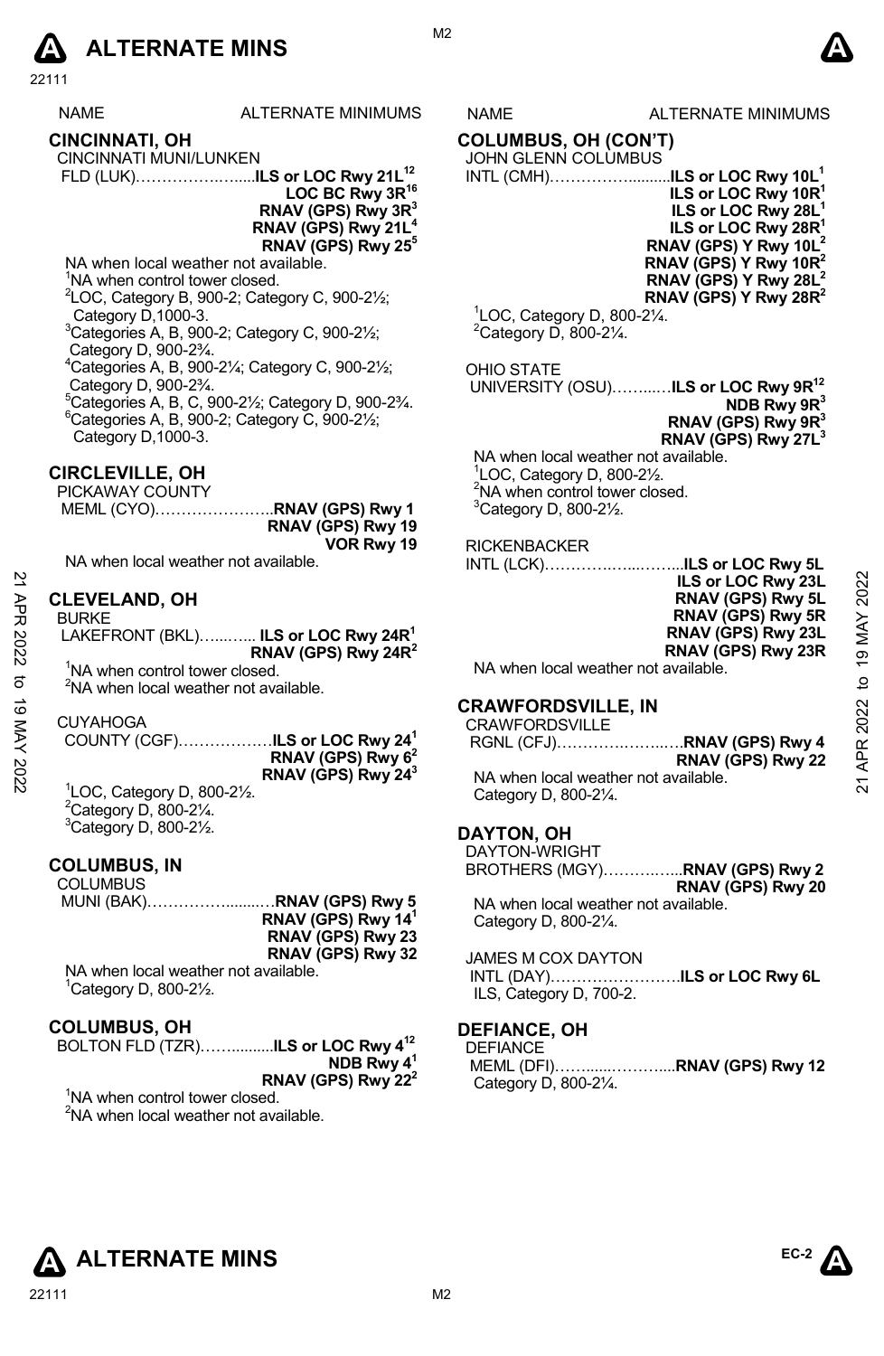| NAME | ALTERNATE MINIMUMS |
|---|---|

## CINCINNATI, OH

CINCINNATI MUNI/LUNKEN FLD (LUK)……………….....**ILS or LOC Rwy 21L**[12]
**LOC BC Rwy 3R**[16]
**RNAV (GPS) Rwy 3R**[3]
**RNAV (GPS) Rwy 21L**[4]
**RNAV (GPS) Rwy 25**[5]

NA when local weather not available.
[1]NA when control tower closed.
[2]LOC, Category B, 900-2; Category C, 900-2½; Category D,1000-3.
[3]Categories A, B, 900-2; Category C, 900-2½; Category D, 900-2¾.
[4]Categories A, B, 900-2¼; Category C, 900-2½; Category D, 900-2¾.
[5]Categories A, B, C, 900-2½; Category D, 900-2¾.
[6]Categories A, B, 900-2; Category C, 900-2½; Category D,1000-3.

## CIRCLEVILLE, OH

PICKAWAY COUNTY MEML (CYO)…………………..**RNAV (GPS) Rwy 1**
**RNAV (GPS) Rwy 19**
**VOR Rwy 19**

NA when local weather not available.

## CLEVELAND, OH

BURKE LAKEFRONT (BKL)…..…... **ILS or LOC Rwy 24R**[1]
**RNAV (GPS) Rwy 24R**[2]

[1]NA when control tower closed.
[2]NA when local weather not available.

CUYAHOGA COUNTY (CGF)………………**ILS or LOC Rwy 24**[1]
**RNAV (GPS) Rwy 6**[2]
**RNAV (GPS) Rwy 24**[3]

[1]LOC, Category D, 800-2½.
[2]Category D, 800-2¼.
[3]Category D, 800-2½.

## COLUMBUS, IN

COLUMBUS MUNI (BAK)……………........…**RNAV (GPS) Rwy 5**
**RNAV (GPS) Rwy 14**[1]
**RNAV (GPS) Rwy 23**
**RNAV (GPS) Rwy 32**

NA when local weather not available.
[1]Category D, 800-2½.

## COLUMBUS, OH

BOLTON FLD (TZR)……..........**ILS or LOC Rwy 4**[12]
**NDB Rwy 4**[1]
**RNAV (GPS) Rwy 22**[2]

[1]NA when control tower closed.
[2]NA when local weather not available.

## COLUMBUS, OH (CON'T)

JOHN GLENN COLUMBUS INTL (CMH)…………….........**ILS or LOC Rwy 10L**[1]
**ILS or LOC Rwy 10R**[1]
**ILS or LOC Rwy 28L**[1]
**ILS or LOC Rwy 28R**[1]
**RNAV (GPS) Y Rwy 10L**[2]
**RNAV (GPS) Y Rwy 10R**[2]
**RNAV (GPS) Y Rwy 28L**[2]
**RNAV (GPS) Y Rwy 28R**[2]

[1]LOC, Category D, 800-2¼.
[2]Category D, 800-2¼.

OHIO STATE UNIVERSITY (OSU)……...…**ILS or LOC Rwy 9R**[12]
**NDB Rwy 9R**[3]
**RNAV (GPS) Rwy 9R**[3]
**RNAV (GPS) Rwy 27L**[3]

NA when local weather not available.
[1]LOC, Category D, 800-2½.
[2]NA when control tower closed.
[3]Category D, 800-2½.

RICKENBACKER INTL (LCK)…………..…...……...**ILS or LOC Rwy 5L**
**ILS or LOC Rwy 23L**
**RNAV (GPS) Rwy 5L**
**RNAV (GPS) Rwy 5R**
**RNAV (GPS) Rwy 23L**
**RNAV (GPS) Rwy 23R**

NA when local weather not available.

## CRAWFORDSVILLE, IN

CRAWFORDSVILLE RGNL (CFJ)……………….….**RNAV (GPS) Rwy 4**
**RNAV (GPS) Rwy 22**

NA when local weather not available.
Category D, 800-2¼.

## DAYTON, OH

DAYTON-WRIGHT BROTHERS (MGY)…………...**RNAV (GPS) Rwy 2**
**RNAV (GPS) Rwy 20**

NA when local weather not available.
Category D, 800-2¼.

JAMES M COX DAYTON INTL (DAY)…………………….**ILS or LOC Rwy 6L**
ILS, Category D, 700-2.

## DEFIANCE, OH

DEFIANCE MEML (DFI)……......……….....**RNAV (GPS) Rwy 12**
Category D, 800-2¼.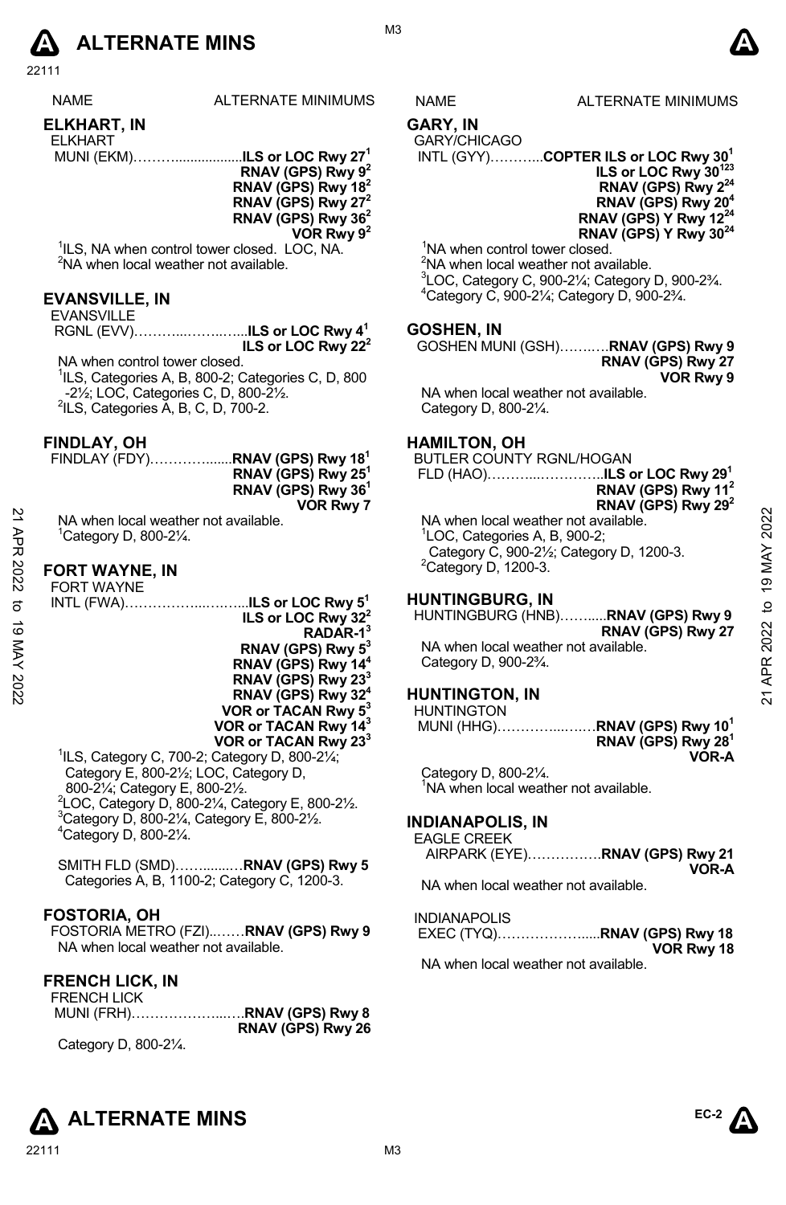NAME ALTERNATE MINIMUMS

## ELKHART, IN

ELKHART
MUNI (EKM)……….................**ILS or LOC Rwy 27**[1]
**RNAV (GPS) Rwy 9**[2]
**RNAV (GPS) Rwy 18**[2]
**RNAV (GPS) Rwy 27**[2]
**RNAV (GPS) Rwy 36**[2]
**VOR Rwy 9**[2]

[1]ILS, NA when control tower closed. LOC, NA.
[2]NA when local weather not available.

## EVANSVILLE, IN

EVANSVILLE
RGNL (EVV)………...……..…..**ILS or LOC Rwy 4**[1]
**ILS or LOC Rwy 22**[2]

NA when control tower closed.
[1]ILS, Categories A, B, 800-2; Categories C, D, 800-2½; LOC, Categories C, D, 800-2½.
[2]ILS, Categories A, B, C, D, 700-2.

## FINDLAY, OH

FINDLAY (FDY)……………......**RNAV (GPS) Rwy 18**[1]
**RNAV (GPS) Rwy 25**[1]
**RNAV (GPS) Rwy 36**[1]
**VOR Rwy 7**

NA when local weather not available.
[1]Category D, 800-2¼.

## FORT WAYNE, IN

FORT WAYNE
INTL (FWA)……………...……...**ILS or LOC Rwy 5**[1]
**ILS or LOC Rwy 32**[2]
**RADAR-1**[3]
**RNAV (GPS) Rwy 5**[3]
**RNAV (GPS) Rwy 14**[4]
**RNAV (GPS) Rwy 23**[3]
**RNAV (GPS) Rwy 32**[4]
**VOR or TACAN Rwy 5**[3]
**VOR or TACAN Rwy 14**[3]
**VOR or TACAN Rwy 23**[3]

[1]ILS, Category C, 700-2; Category D, 800-2¼; Category E, 800-2½; LOC, Category D, 800-2¼; Category E, 800-2½.
[2]LOC, Category D, 800-2¼, Category E, 800-2½.
[3]Category D, 800-2¼, Category E, 800-2½.
[4]Category D, 800-2¼.

SMITH FLD (SMD)……........…**RNAV (GPS) Rwy 5**
Categories A, B, 1100-2; Category C, 1200-3.

## FOSTORIA, OH

FOSTORIA METRO (FZI)..……**RNAV (GPS) Rwy 9**
NA when local weather not available.

## FRENCH LICK, IN

FRENCH LICK
MUNI (FRH)………………...….**RNAV (GPS) Rwy 8**
**RNAV (GPS) Rwy 26**

Category D, 800-2¼.

## GARY, IN

GARY/CHICAGO
INTL (GYY)………...**COPTER ILS or LOC Rwy 30**[1]
**ILS or LOC Rwy 30**[123]
**RNAV (GPS) Rwy 2**[24]
**RNAV (GPS) Rwy 20**[4]
**RNAV (GPS) Y Rwy 12**[24]
**RNAV (GPS) Y Rwy 30**[24]

[1]NA when control tower closed.
[2]NA when local weather not available.
[3]LOC, Category C, 900-2¼; Category D, 900-2¾.
[4]Category C, 900-2¼; Category D, 900-2¾.

## GOSHEN, IN

GOSHEN MUNI (GSH)……..…**RNAV (GPS) Rwy 9**
**RNAV (GPS) Rwy 27**
**VOR Rwy 9**

NA when local weather not available.
Category D, 800-2¼.

## HAMILTON, OH

BUTLER COUNTY RGNL/HOGAN
FLD (HAO)………...…………..**ILS or LOC Rwy 29**[1]
**RNAV (GPS) Rwy 11**[2]
**RNAV (GPS) Rwy 29**[2]

NA when local weather not available.
[1]LOC, Categories A, B, 900-2; Category C, 900-2½; Category D, 1200-3.
[2]Category D, 1200-3.

## HUNTINGBURG, IN

HUNTINGBURG (HNB)……....**RNAV (GPS) Rwy 9**
**RNAV (GPS) Rwy 27**

NA when local weather not available.
Category D, 900-2¾.

## HUNTINGTON, IN

HUNTINGTON
MUNI (HHG)…………...…….**RNAV (GPS) Rwy 10**[1]
**RNAV (GPS) Rwy 28**[1]
**VOR-A**

Category D, 800-2¼.
[1]NA when local weather not available.

## INDIANAPOLIS, IN

EAGLE CREEK
AIRPARK (EYE)…………….**RNAV (GPS) Rwy 21**
**VOR-A**

NA when local weather not available.

INDIANAPOLIS
EXEC (TYQ)………………....**RNAV (GPS) Rwy 18**
**VOR Rwy 18**

NA when local weather not available.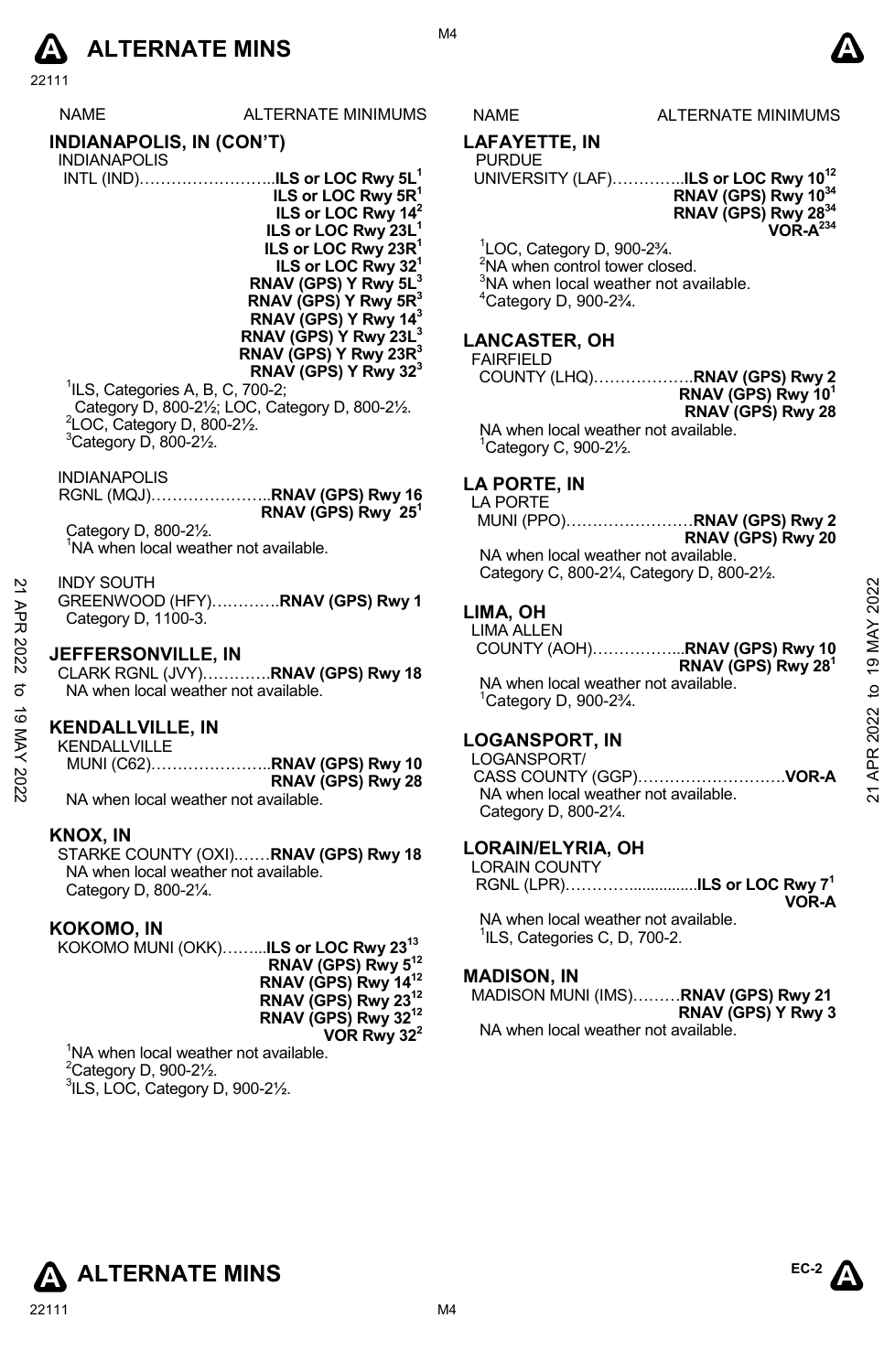# ALTERNATE MINS

| NAME | ALTERNATE MINIMUMS |
|---|---|

## INDIANAPOLIS, IN (CON'T)

INDIANAPOLIS
INTL (IND)……………………..**ILS or LOC Rwy 5L**[1]
**ILS or LOC Rwy 5R**[1]
**ILS or LOC Rwy 14**[2]
**ILS or LOC Rwy 23L**[1]
**ILS or LOC Rwy 23R**[1]
**ILS or LOC Rwy 32**[1]
**RNAV (GPS) Y Rwy 5L**[3]
**RNAV (GPS) Y Rwy 5R**[3]
**RNAV (GPS) Y Rwy 14**[3]
**RNAV (GPS) Y Rwy 23L**[3]
**RNAV (GPS) Y Rwy 23R**[3]
**RNAV (GPS) Y Rwy 32**[3]

[1]ILS, Categories A, B, C, 700-2; Category D, 800-2½; LOC, Category D, 800-2½.
[2]LOC, Category D, 800-2½.
[3]Category D, 800-2½.

INDIANAPOLIS
RGNL (MQJ)…………………..**RNAV (GPS) Rwy 16**
**RNAV (GPS) Rwy 25**[1]

Category D, 800-2½.
[1]NA when local weather not available.

INDY SOUTH
GREENWOOD (HFY)………….**RNAV (GPS) Rwy 1**
Category D, 1100-3.

## JEFFERSONVILLE, IN

CLARK RGNL (JVY)…………**RNAV (GPS) Rwy 18**
NA when local weather not available.

## KENDALLVILLE, IN

KENDALLVILLE
MUNI (C62)…………………..**RNAV (GPS) Rwy 10**
**RNAV (GPS) Rwy 28**
NA when local weather not available.

## KNOX, IN

STARKE COUNTY (OXI).……**RNAV (GPS) Rwy 18**
NA when local weather not available.
Category D, 800-2¼.

## KOKOMO, IN

KOKOMO MUNI (OKK)……...**ILS or LOC Rwy 23**[13]
**RNAV (GPS) Rwy 5**[12]
**RNAV (GPS) Rwy 14**[12]
**RNAV (GPS) Rwy 23**[12]
**RNAV (GPS) Rwy 32**[12]
**VOR Rwy 32**[2]

[1]NA when local weather not available.
[2]Category D, 900-2½.
[3]ILS, LOC, Category D, 900-2½.

| NAME | ALTERNATE MINIMUMS |
|---|---|

## LAFAYETTE, IN

PURDUE
UNIVERSITY (LAF)…………..**ILS or LOC Rwy 10**[12]
**RNAV (GPS) Rwy 10**[34]
**RNAV (GPS) Rwy 28**[34]
**VOR-A**[234]

[1]LOC, Category D, 900-2¾.
[2]NA when control tower closed.
[3]NA when local weather not available.
[4]Category D, 900-2¾.

## LANCASTER, OH

FAIRFIELD
COUNTY (LHQ)……………….**RNAV (GPS) Rwy 2**
**RNAV (GPS) Rwy 10**[1]
**RNAV (GPS) Rwy 28**

NA when local weather not available.
[1]Category C, 900-2½.

## LA PORTE, IN

LA PORTE
MUNI (PPO)……………………**RNAV (GPS) Rwy 2**
**RNAV (GPS) Rwy 20**
NA when local weather not available.
Category C, 800-2¼, Category D, 800-2½.

## LIMA, OH

LIMA ALLEN
COUNTY (AOH)……………..**RNAV (GPS) Rwy 10**
**RNAV (GPS) Rwy 28**[1]
NA when local weather not available.
[1]Category D, 900-2¾.

## LOGANSPORT, IN

LOGANSPORT/
CASS COUNTY (GGP)………………………**VOR-A**
NA when local weather not available.
Category D, 800-2¼.

## LORAIN/ELYRIA, OH

LORAIN COUNTY
RGNL (LPR)…………...............**ILS or LOC Rwy 7**[1]
**VOR-A**

NA when local weather not available.
[1]ILS, Categories C, D, 700-2.

## MADISON, IN

MADISON MUNI (IMS)………**RNAV (GPS) Rwy 21**
**RNAV (GPS) Y Rwy 3**
NA when local weather not available.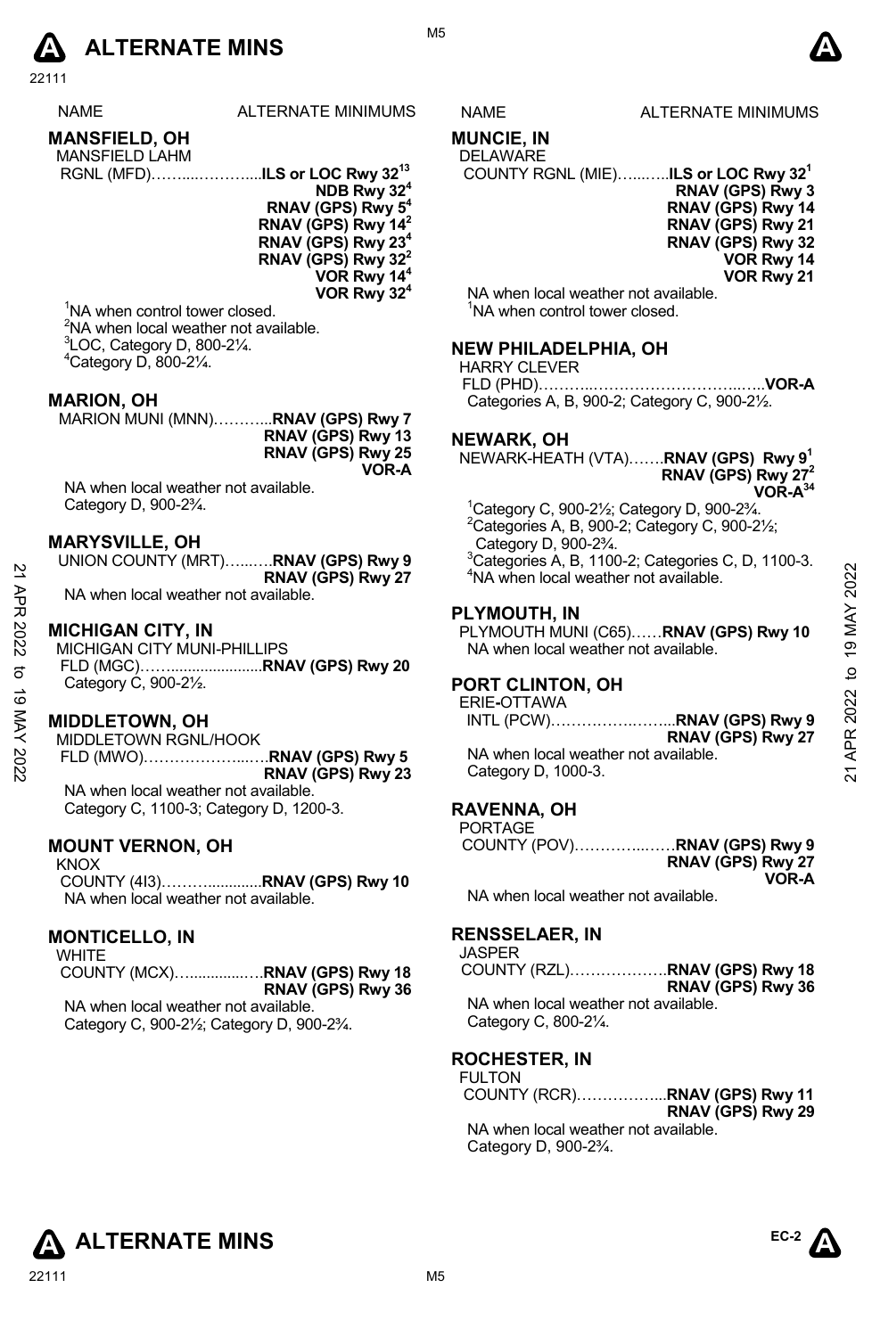# ALTERNATE MINS

| NAME | ALTERNATE MINIMUMS |
|---|---|

## MANSFIELD, OH

MANSFIELD LAHM RGNL (MFD)……....………....**ILS or LOC Rwy 32**[13]
**NDB Rwy 32**[4]
**RNAV (GPS) Rwy 5**[4]
**RNAV (GPS) Rwy 14**[2]
**RNAV (GPS) Rwy 23**[4]
**RNAV (GPS) Rwy 32**[2]
**VOR Rwy 14**[4]
**VOR Rwy 32**[4]

[1]NA when control tower closed.
[2]NA when local weather not available.
[3]LOC, Category D, 800-2¼.
[4]Category D, 800-2¼.

## MARION, OH

MARION MUNI (MNN)………...**RNAV (GPS) Rwy 7**
**RNAV (GPS) Rwy 13**
**RNAV (GPS) Rwy 25**
**VOR-A**

NA when local weather not available.
Category D, 900-2¾.

## MARYSVILLE, OH

UNION COUNTY (MRT)…...….**RNAV (GPS) Rwy 9**
**RNAV (GPS) Rwy 27**

NA when local weather not available.

## MICHIGAN CITY, IN

MICHIGAN CITY MUNI-PHILLIPS FLD (MGC)……......................**RNAV (GPS) Rwy 20**

Category C, 900-2½.

## MIDDLETOWN, OH

MIDDLETOWN RGNL/HOOK FLD (MWO)………………...….**RNAV (GPS) Rwy 5**
**RNAV (GPS) Rwy 23**

NA when local weather not available.
Category C, 1100-3; Category D, 1200-3.

## MOUNT VERNON, OH

KNOX COUNTY (4I3)……….............**RNAV (GPS) Rwy 10**

NA when local weather not available.

## MONTICELLO, IN

WHITE COUNTY (MCX)…............…**RNAV (GPS) Rwy 18**
**RNAV (GPS) Rwy 36**

NA when local weather not available.
Category C, 900-2½; Category D, 900-2¾.

## MUNCIE, IN

DELAWARE COUNTY RGNL (MIE)…...…..**ILS or LOC Rwy 32**[1]
**RNAV (GPS) Rwy 3**
**RNAV (GPS) Rwy 14**
**RNAV (GPS) Rwy 21**
**RNAV (GPS) Rwy 32**
**VOR Rwy 14**
**VOR Rwy 21**

NA when local weather not available.
[1]NA when control tower closed.

## NEW PHILADELPHIA, OH

HARRY CLEVER FLD (PHD)………..……………………...…..**VOR-A**

Categories A, B, 900-2; Category C, 900-2½.

## NEWARK, OH

NEWARK-HEATH (VTA)…….**RNAV (GPS) Rwy 9**[1]
**RNAV (GPS) Rwy 27**[2]
**VOR-A**[34]

[1]Category C, 900-2½; Category D, 900-2¾.
[2]Categories A, B, 900-2; Category C, 900-2½; Category D, 900-2¾.
[3]Categories A, B, 1100-2; Categories C, D, 1100-3.
[4]NA when local weather not available.

## PLYMOUTH, IN

PLYMOUTH MUNI (C65)……**RNAV (GPS) Rwy 10**

NA when local weather not available.

## PORT CLINTON, OH

ERIE-OTTAWA INTL (PCW)………………..…...**RNAV (GPS) Rwy 9**
**RNAV (GPS) Rwy 27**

NA when local weather not available.
Category D, 1000-3.

## RAVENNA, OH

PORTAGE COUNTY (POV)…………..……**RNAV (GPS) Rwy 9**
**RNAV (GPS) Rwy 27**
**VOR-A**

NA when local weather not available.

## RENSSELAER, IN

JASPER COUNTY (RZL)………………**RNAV (GPS) Rwy 18**
**RNAV (GPS) Rwy 36**

NA when local weather not available.
Category C, 800-2¼.

## ROCHESTER, IN

FULTON COUNTY (RCR)……………...**RNAV (GPS) Rwy 11**
**RNAV (GPS) Rwy 29**

NA when local weather not available.
Category D, 900-2¾.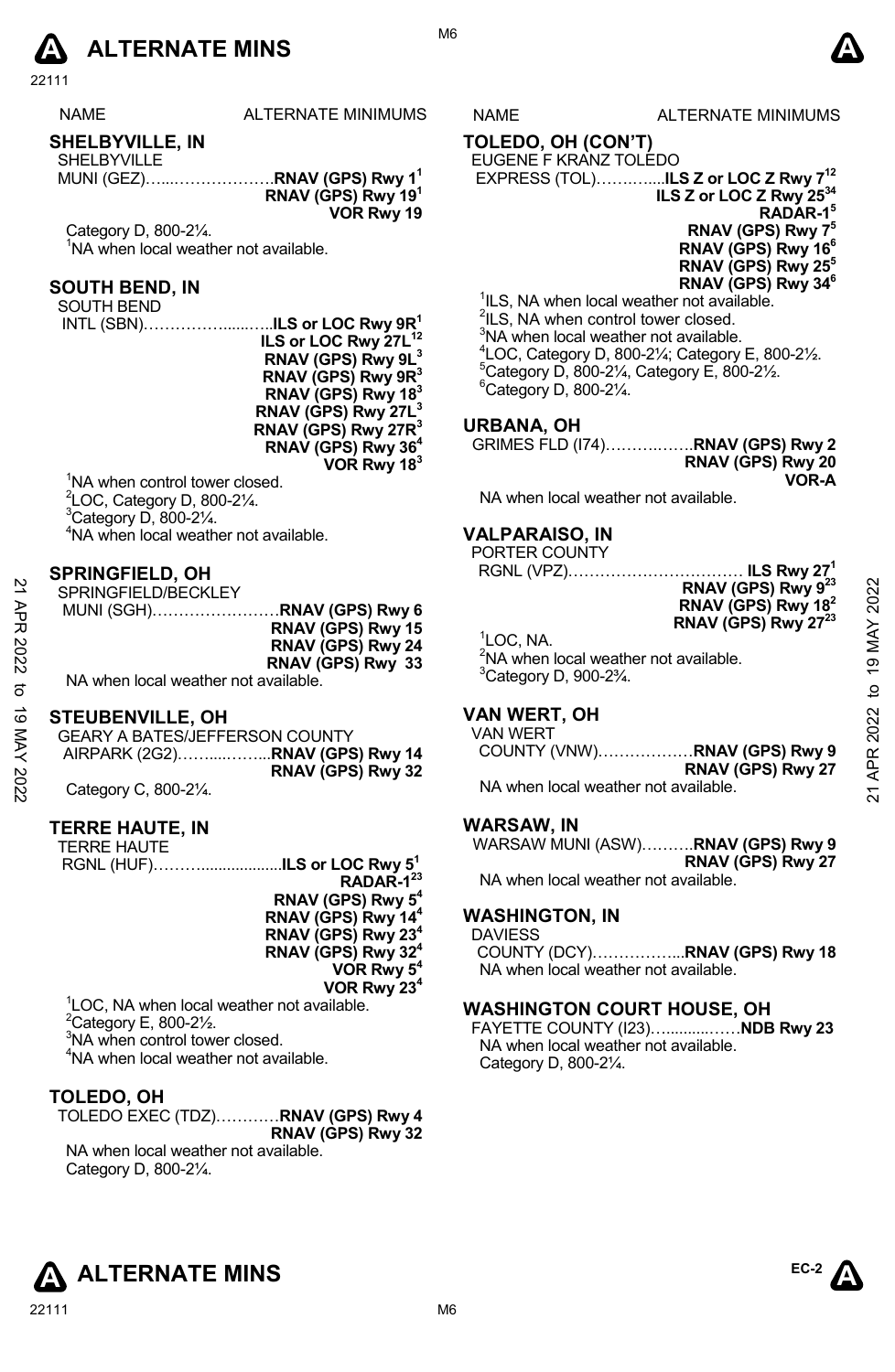# ALTERNATE MINS

NAME — ALTERNATE MINIMUMS

## SHELBYVILLE, IN

SHELBYVILLE
MUNI (GEZ)………………….**RNAV (GPS) Rwy 1**[1]
**RNAV (GPS) Rwy 19**[1]
**VOR Rwy 19**

Category D, 800-2¼.
[1]NA when local weather not available.

## SOUTH BEND, IN

SOUTH BEND
INTL (SBN)……………………**ILS or LOC Rwy 9R**[1]
**ILS or LOC Rwy 27L**[12]
**RNAV (GPS) Rwy 9L**[3]
**RNAV (GPS) Rwy 9R**[3]
**RNAV (GPS) Rwy 18**[3]
**RNAV (GPS) Rwy 27L**[3]
**RNAV (GPS) Rwy 27R**[3]
**RNAV (GPS) Rwy 36**[4]
**VOR Rwy 18**[3]

[1]NA when control tower closed.
[2]LOC, Category D, 800-2¼.
[3]Category D, 800-2¼.
[4]NA when local weather not available.

## SPRINGFIELD, OH

SPRINGFIELD/BECKLEY
MUNI (SGH)……………………**RNAV (GPS) Rwy 6**
**RNAV (GPS) Rwy 15**
**RNAV (GPS) Rwy 24**
**RNAV (GPS) Rwy 33**

NA when local weather not available.

## STEUBENVILLE, OH

GEARY A BATES/JEFFERSON COUNTY
AIRPARK (2G2)……………..**RNAV (GPS) Rwy 14**
**RNAV (GPS) Rwy 32**

Category C, 800-2¼.

## TERRE HAUTE, IN

TERRE HAUTE
RGNL (HUF)…………...................**ILS or LOC Rwy 5**[1]
**RADAR-1**[23]
**RNAV (GPS) Rwy 5**[4]
**RNAV (GPS) Rwy 14**[4]
**RNAV (GPS) Rwy 23**[4]
**RNAV (GPS) Rwy 32**[4]
**VOR Rwy 5**[4]
**VOR Rwy 23**[4]

[1]LOC, NA when local weather not available.
[2]Category E, 800-2½.
[3]NA when control tower closed.
[4]NA when local weather not available.

## TOLEDO, OH

TOLEDO EXEC (TDZ)…………**RNAV (GPS) Rwy 4**
**RNAV (GPS) Rwy 32**

NA when local weather not available.
Category D, 800-2¼.

## TOLEDO, OH (CON'T)

EUGENE F KRANZ TOLEDO
EXPRESS (TOL)…………..**ILS Z or LOC Z Rwy 7**[12]
**ILS Z or LOC Z Rwy 25**[34]
**RADAR-1**[5]
**RNAV (GPS) Rwy 7**[5]
**RNAV (GPS) Rwy 16**[6]
**RNAV (GPS) Rwy 25**[5]
**RNAV (GPS) Rwy 34**[6]

[1]ILS, NA when local weather not available.
[2]ILS, NA when control tower closed.
[3]NA when local weather not available.
[4]LOC, Category D, 800-2¼; Category E, 800-2½.
[5]Category D, 800-2¼, Category E, 800-2½.
[6]Category D, 800-2¼.

## URBANA, OH

GRIMES FLD (I74)………..……**RNAV (GPS) Rwy 2**
**RNAV (GPS) Rwy 20**
**VOR-A**

NA when local weather not available.

## VALPARAISO, IN

PORTER COUNTY
RGNL (VPZ)…………………………… **ILS Rwy 27**[1]
**RNAV (GPS) Rwy 9**[23]
**RNAV (GPS) Rwy 18**[2]
**RNAV (GPS) Rwy 27**[23]

[1]LOC, NA.
[2]NA when local weather not available.
[3]Category D, 900-2¾.

## VAN WERT, OH

VAN WERT
COUNTY (VNW)………………**RNAV (GPS) Rwy 9**
**RNAV (GPS) Rwy 27**

NA when local weather not available.

## WARSAW, IN

WARSAW MUNI (ASW)……….**RNAV (GPS) Rwy 9**
**RNAV (GPS) Rwy 27**

NA when local weather not available.

## WASHINGTON, IN

DAVIESS
COUNTY (DCY)……………...**RNAV (GPS) Rwy 18**

NA when local weather not available.

## WASHINGTON COURT HOUSE, OH

FAYETTE COUNTY (I23)…...........……**NDB Rwy 23**

NA when local weather not available.
Category D, 800-2¼.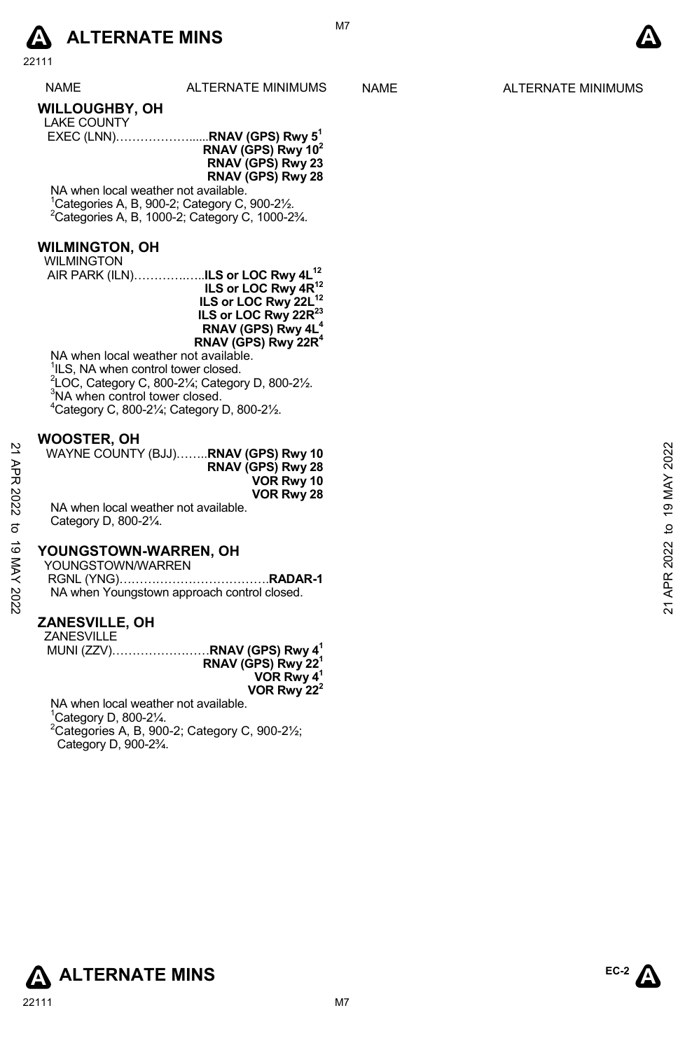# ALTERNATE MINS

| NAME | ALTERNATE MINIMUMS |
|---|---|

## WILLOUGHBY, OH

LAKE COUNTY
EXEC (LNN)……………….....**RNAV (GPS) Rwy 5**[1]
**RNAV (GPS) Rwy 10**[2]
**RNAV (GPS) Rwy 23**
**RNAV (GPS) Rwy 28**

NA when local weather not available.
[1]Categories A, B, 900-2; Category C, 900-2½.
[2]Categories A, B, 1000-2; Category C, 1000-2¾.

## WILMINGTON, OH

WILMINGTON
AIR PARK (ILN)…………..…..**ILS or LOC Rwy 4L**[12]
**ILS or LOC Rwy 4R**[12]
**ILS or LOC Rwy 22L**[12]
**ILS or LOC Rwy 22R**[23]
**RNAV (GPS) Rwy 4L**[4]
**RNAV (GPS) Rwy 22R**[4]

NA when local weather not available.
[1]ILS, NA when control tower closed.
[2]LOC, Category C, 800-2¼; Category D, 800-2½.
[3]NA when control tower closed.
[4]Category C, 800-2¼; Category D, 800-2½.

## WOOSTER, OH

WAYNE COUNTY (BJJ)……..**RNAV (GPS) Rwy 10**
**RNAV (GPS) Rwy 28**
**VOR Rwy 10**
**VOR Rwy 28**

NA when local weather not available.
Category D, 800-2¼.

## YOUNGSTOWN-WARREN, OH

YOUNGSTOWN/WARREN
RGNL (YNG)……………………………….**RADAR-1**
NA when Youngstown approach control closed.

## ZANESVILLE, OH

ZANESVILLE
MUNI (ZZV)……………………**RNAV (GPS) Rwy 4**[1]
**RNAV (GPS) Rwy 22**[1]
**VOR Rwy 4**[1]
**VOR Rwy 22**[2]

NA when local weather not available.
[1]Category D, 800-2¼.
[2]Categories A, B, 900-2; Category C, 900-2½; Category D, 900-2¾.